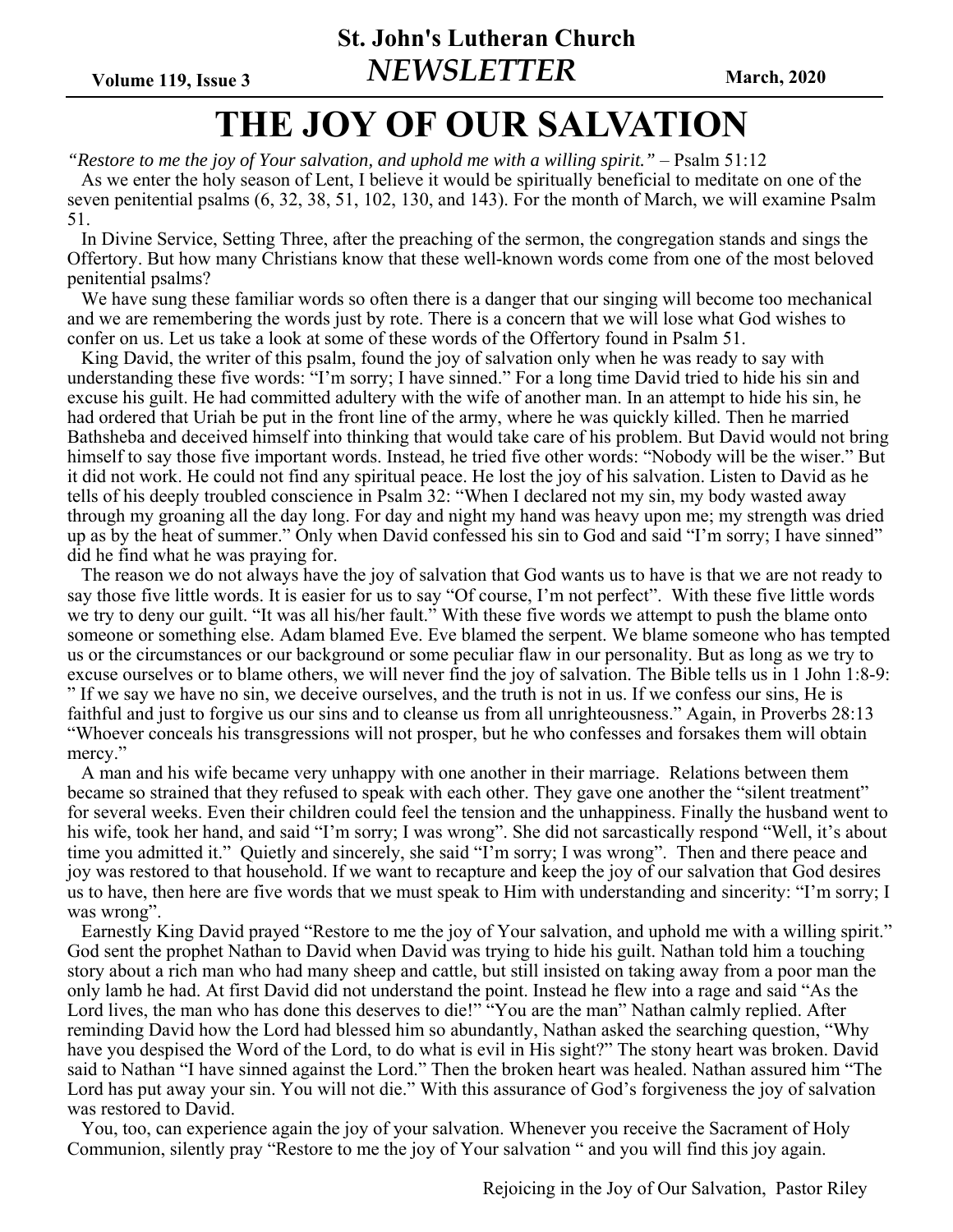**Volume 119, Issue 3**

## St. John's Lutheran Church
## *NEWSLETTER*

**March, 2020**

# THE JOY OF OUR SALVATION

*"Restore to me the joy of Your salvation, and uphold me with a willing spirit."* – Psalm 51:12

As we enter the holy season of Lent, I believe it would be spiritually beneficial to meditate on one of the seven penitential psalms (6, 32, 38, 51, 102, 130, and 143). For the month of March, we will examine Psalm 51.

In Divine Service, Setting Three, after the preaching of the sermon, the congregation stands and sings the Offertory. But how many Christians know that these well-known words come from one of the most beloved penitential psalms?

We have sung these familiar words so often there is a danger that our singing will become too mechanical and we are remembering the words just by rote. There is a concern that we will lose what God wishes to confer on us. Let us take a look at some of these words of the Offertory found in Psalm 51.

King David, the writer of this psalm, found the joy of salvation only when he was ready to say with understanding these five words: "I'm sorry; I have sinned." For a long time David tried to hide his sin and excuse his guilt. He had committed adultery with the wife of another man. In an attempt to hide his sin, he had ordered that Uriah be put in the front line of the army, where he was quickly killed. Then he married Bathsheba and deceived himself into thinking that would take care of his problem. But David would not bring himself to say those five important words. Instead, he tried five other words: "Nobody will be the wiser." But it did not work. He could not find any spiritual peace. He lost the joy of his salvation. Listen to David as he tells of his deeply troubled conscience in Psalm 32: "When I declared not my sin, my body wasted away through my groaning all the day long. For day and night my hand was heavy upon me; my strength was dried up as by the heat of summer." Only when David confessed his sin to God and said "I'm sorry; I have sinned" did he find what he was praying for.

The reason we do not always have the joy of salvation that God wants us to have is that we are not ready to say those five little words. It is easier for us to say "Of course, I'm not perfect". With these five little words we try to deny our guilt. "It was all his/her fault." With these five words we attempt to push the blame onto someone or something else. Adam blamed Eve. Eve blamed the serpent. We blame someone who has tempted us or the circumstances or our background or some peculiar flaw in our personality. But as long as we try to excuse ourselves or to blame others, we will never find the joy of salvation. The Bible tells us in 1 John 1:8-9: " If we say we have no sin, we deceive ourselves, and the truth is not in us. If we confess our sins, He is faithful and just to forgive us our sins and to cleanse us from all unrighteousness." Again, in Proverbs 28:13 "Whoever conceals his transgressions will not prosper, but he who confesses and forsakes them will obtain mercy."

A man and his wife became very unhappy with one another in their marriage. Relations between them became so strained that they refused to speak with each other. They gave one another the "silent treatment" for several weeks. Even their children could feel the tension and the unhappiness. Finally the husband went to his wife, took her hand, and said "I'm sorry; I was wrong". She did not sarcastically respond "Well, it's about time you admitted it." Quietly and sincerely, she said "I'm sorry; I was wrong". Then and there peace and joy was restored to that household. If we want to recapture and keep the joy of our salvation that God desires us to have, then here are five words that we must speak to Him with understanding and sincerity: "I'm sorry; I was wrong".

Earnestly King David prayed "Restore to me the joy of Your salvation, and uphold me with a willing spirit." God sent the prophet Nathan to David when David was trying to hide his guilt. Nathan told him a touching story about a rich man who had many sheep and cattle, but still insisted on taking away from a poor man the only lamb he had. At first David did not understand the point. Instead he flew into a rage and said "As the Lord lives, the man who has done this deserves to die!" "You are the man" Nathan calmly replied. After reminding David how the Lord had blessed him so abundantly, Nathan asked the searching question, "Why have you despised the Word of the Lord, to do what is evil in His sight?" The stony heart was broken. David said to Nathan "I have sinned against the Lord." Then the broken heart was healed. Nathan assured him "The Lord has put away your sin. You will not die." With this assurance of God's forgiveness the joy of salvation was restored to David.

You, too, can experience again the joy of your salvation. Whenever you receive the Sacrament of Holy Communion, silently pray "Restore to me the joy of Your salvation " and you will find this joy again.

Rejoicing in the Joy of Our Salvation, Pastor Riley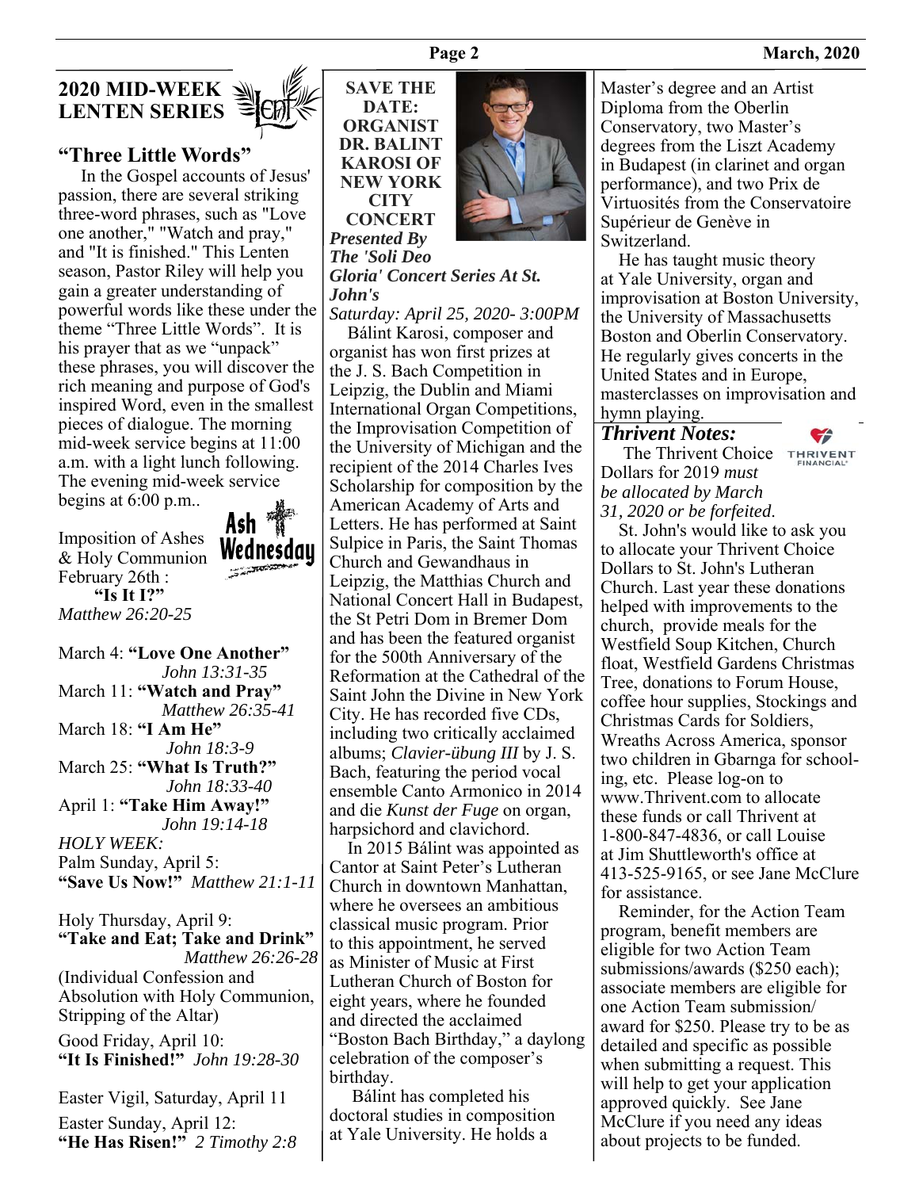## 2020 MID-WEEK LENTEN SERIES

### "Three Little Words"

In the Gospel accounts of Jesus' passion, there are several striking three-word phrases, such as "Love one another," "Watch and pray," and "It is finished." This Lenten season, Pastor Riley will help you gain a greater understanding of powerful words like these under the theme "Three Little Words". It is his prayer that as we "unpack" these phrases, you will discover the rich meaning and purpose of God's inspired Word, even in the smallest pieces of dialogue. The morning mid-week service begins at 11:00 a.m. with a light lunch following. The evening mid-week service begins at 6:00 p.m..

Imposition of Ashes & Holy Communion February 26th :
**"Is It I?"**
*Matthew 26:20-25*

March 4: **"Love One Another"**
*John 13:31-35*

March 11: **"Watch and Pray"**
*Matthew 26:35-41*

March 18: **"I Am He"**
*John 18:3-9*

March 25: **"What Is Truth?"**
*John 18:33-40*

April 1: **"Take Him Away!"**
*John 19:14-18*

*HOLY WEEK:*

Palm Sunday, April 5:
**"Save Us Now!"** *Matthew 21:1-11*

Holy Thursday, April 9:
**"Take and Eat; Take and Drink"**
*Matthew 26:26-28*
(Individual Confession and Absolution with Holy Communion, Stripping of the Altar)

Good Friday, April 10:
**"It Is Finished!"** *John 19:28-30*

Easter Vigil, Saturday, April 11

Easter Sunday, April 12:
**"He Has Risen!"** *2 Timothy 2:8*

## SAVE THE DATE: ORGANIST DR. BALINT KAROSI OF NEW YORK CITY CONCERT

***Presented By The 'Soli Deo Gloria' Concert Series At St. John's***

*Saturday: April 25, 2020- 3:00PM*

Bálint Karosi, composer and organist has won first prizes at the J. S. Bach Competition in Leipzig, the Dublin and Miami International Organ Competitions, the Improvisation Competition of the University of Michigan and the recipient of the 2014 Charles Ives Scholarship for composition by the American Academy of Arts and Letters. He has performed at Saint Sulpice in Paris, the Saint Thomas Church and Gewandhaus in Leipzig, the Matthias Church and National Concert Hall in Budapest, the St Petri Dom in Bremer Dom and has been the featured organist for the 500th Anniversary of the Reformation at the Cathedral of the Saint John the Divine in New York City. He has recorded five CDs, including two critically acclaimed albums; *Clavier-übung III* by J. S. Bach, featuring the period vocal ensemble Canto Armonico in 2014 and die *Kunst der Fuge* on organ, harpsichord and clavichord.

In 2015 Bálint was appointed as Cantor at Saint Peter's Lutheran Church in downtown Manhattan, where he oversees an ambitious classical music program. Prior to this appointment, he served as Minister of Music at First Lutheran Church of Boston for eight years, where he founded and directed the acclaimed "Boston Bach Birthday," a daylong celebration of the composer's birthday.

Bálint has completed his doctoral studies in composition at Yale University. He holds a Master's degree and an Artist Diploma from the Oberlin Conservatory, two Master's degrees from the Liszt Academy in Budapest (in clarinet and organ performance), and two Prix de Virtuosités from the Conservatoire Supérieur de Genève in Switzerland.

He has taught music theory at Yale University, organ and improvisation at Boston University, the University of Massachusetts Boston and Oberlin Conservatory. He regularly gives concerts in the United States and in Europe, masterclasses on improvisation and hymn playing.

### *Thrivent Notes:*

The Thrivent Choice Dollars for 2019 *must be allocated by March 31, 2020 or be forfeited.*

St. John's would like to ask you to allocate your Thrivent Choice Dollars to St. John's Lutheran Church. Last year these donations helped with improvements to the church, provide meals for the Westfield Soup Kitchen, Church float, Westfield Gardens Christmas Tree, donations to Forum House, coffee hour supplies, Stockings and Christmas Cards for Soldiers, Wreaths Across America, sponsor two children in Gbarnga for schooling, etc. Please log-on to www.Thrivent.com to allocate these funds or call Thrivent at 1-800-847-4836, or call Louise at Jim Shuttleworth's office at 413-525-9165, or see Jane McClure for assistance.

Reminder, for the Action Team program, benefit members are eligible for two Action Team submissions/awards ($250 each); associate members are eligible for one Action Team submission/award for $250. Please try to be as detailed and specific as possible when submitting a request. This will help to get your application approved quickly. See Jane McClure if you need any ideas about projects to be funded.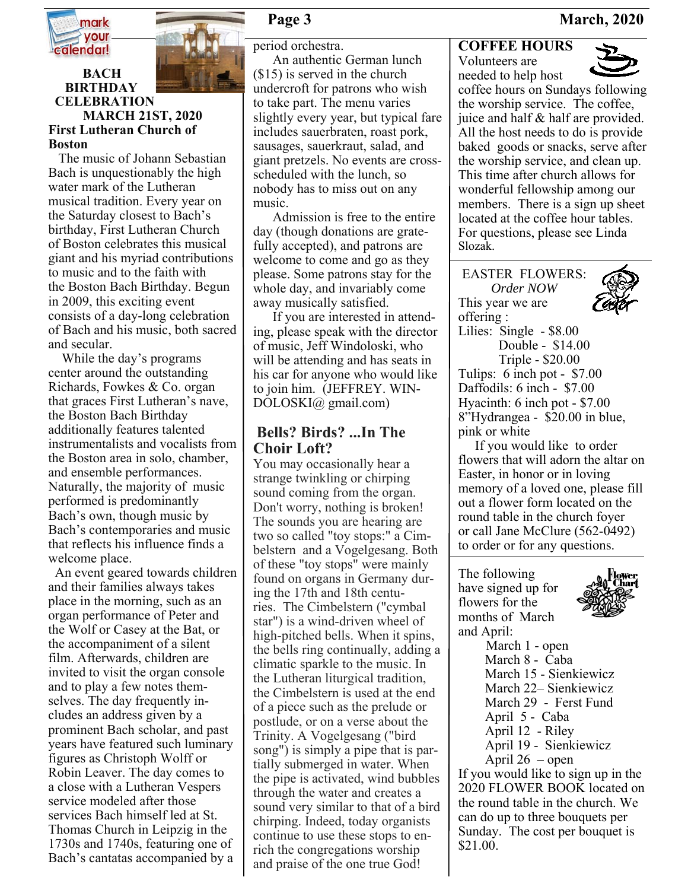## BACH BIRTHDAY CELEBRATION

**MARCH 21ST, 2020**

**First Lutheran Church of Boston**

The music of Johann Sebastian Bach is unquestionably the high water mark of the Lutheran musical tradition. Every year on the Saturday closest to Bach's birthday, First Lutheran Church of Boston celebrates this musical giant and his myriad contributions to music and to the faith with the Boston Bach Birthday. Begun in 2009, this exciting event consists of a day-long celebration of Bach and his music, both sacred and secular.

While the day's programs center around the outstanding Richards, Fowkes & Co. organ that graces First Lutheran's nave, the Boston Bach Birthday additionally features talented instrumentalists and vocalists from the Boston area in solo, chamber, and ensemble performances. Naturally, the majority of music performed is predominantly Bach's own, though music by Bach's contemporaries and music that reflects his influence finds a welcome place.

An event geared towards children and their families always takes place in the morning, such as an organ performance of Peter and the Wolf or Casey at the Bat, or the accompaniment of a silent film. Afterwards, children are invited to visit the organ console and to play a few notes themselves. The day frequently includes an address given by a prominent Bach scholar, and past years have featured such luminary figures as Christoph Wolff or Robin Leaver. The day comes to a close with a Lutheran Vespers service modeled after those services Bach himself led at St. Thomas Church in Leipzig in the 1730s and 1740s, featuring one of Bach's cantatas accompanied by a period orchestra.

An authentic German lunch ($15) is served in the church undercroft for patrons who wish to take part. The menu varies slightly every year, but typical fare includes sauerbraten, roast pork, sausages, sauerkraut, salad, and giant pretzels. No events are cross-scheduled with the lunch, so nobody has to miss out on any music.

Admission is free to the entire day (though donations are gratefully accepted), and patrons are welcome to come and go as they please. Some patrons stay for the whole day, and invariably come away musically satisfied.

If you are interested in attending, please speak with the director of music, Jeff Windoloski, who will be attending and has seats in his car for anyone who would like to join him. (JEFFREY. WINDOLOSKI@ gmail.com)

## Bells? Birds? ...In The Choir Loft?

You may occasionally hear a strange twinkling or chirping sound coming from the organ. Don't worry, nothing is broken! The sounds you are hearing are two so called "toy stops:" a Cimbelstern and a Vogelgesang. Both of these "toy stops" were mainly found on organs in Germany during the 17th and 18th centuries. The Cimbelstern ("cymbal star") is a wind-driven wheel of high-pitched bells. When it spins, the bells ring continually, adding a climatic sparkle to the music. In the Lutheran liturgical tradition, the Cimbelstern is used at the end of a piece such as the prelude or postlude, or on a verse about the Trinity. A Vogelgesang ("bird song") is simply a pipe that is partially submerged in water. When the pipe is activated, wind bubbles through the water and creates a sound very similar to that of a bird chirping. Indeed, today organists continue to use these stops to enrich the congregations worship and praise of the one true God!

## COFFEE HOURS

Volunteers are needed to help host coffee hours on Sundays following the worship service. The coffee, juice and half & half are provided. All the host needs to do is provide baked goods or snacks, serve after the worship service, and clean up. This time after church allows for wonderful fellowship among our members. There is a sign up sheet located at the coffee hour tables. For questions, please see Linda Slozak.

## EASTER FLOWERS:

*Order NOW*

This year we are offering :

Lilies: Single - $8.00
Double - $14.00
Triple - $20.00
Tulips: 6 inch pot - $7.00
Daffodils: 6 inch - $7.00
Hyacinth: 6 inch pot - $7.00
8"Hydrangea - $20.00 in blue, pink or white

If you would like to order flowers that will adorn the altar on Easter, in honor or in loving memory of a loved one, please fill out a flower form located on the round table in the church foyer or call Jane McClure (562-0492) to order or for any questions.

## Flower Chart

The following have signed up for flowers for the months of March and April:

March 1 - open
March 8 - Caba
March 15 - Sienkiewicz
March 22– Sienkiewicz
March 29 - Ferst Fund
April 5 - Caba
April 12 - Riley
April 19 - Sienkiewicz
April 26 – open

If you would like to sign up in the 2020 FLOWER BOOK located on the round table in the church. We can do up to three bouquets per Sunday. The cost per bouquet is $21.00.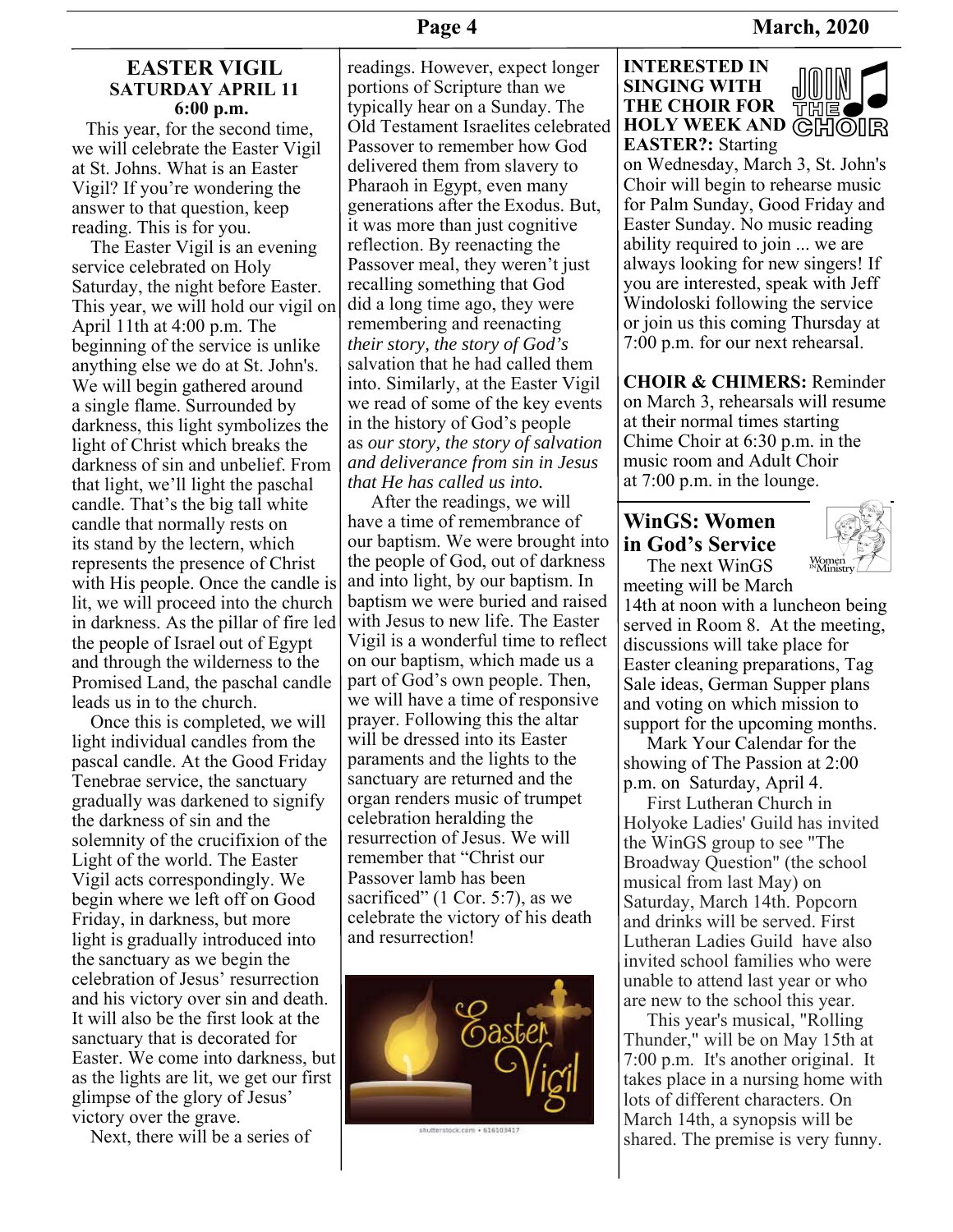## EASTER VIGIL
### SATURDAY APRIL 11
### 6:00 p.m.

This year, for the second time, we will celebrate the Easter Vigil at St. Johns. What is an Easter Vigil? If you're wondering the answer to that question, keep reading. This is for you.

The Easter Vigil is an evening service celebrated on Holy Saturday, the night before Easter. This year, we will hold our vigil on April 11th at 4:00 p.m. The beginning of the service is unlike anything else we do at St. John's. We will begin gathered around a single flame. Surrounded by darkness, this light symbolizes the light of Christ which breaks the darkness of sin and unbelief. From that light, we'll light the paschal candle. That's the big tall white candle that normally rests on its stand by the lectern, which represents the presence of Christ with His people. Once the candle is lit, we will proceed into the church in darkness. As the pillar of fire led the people of Israel out of Egypt and through the wilderness to the Promised Land, the paschal candle leads us in to the church.

Once this is completed, we will light individual candles from the pascal candle. At the Good Friday Tenebrae service, the sanctuary gradually was darkened to signify the darkness of sin and the solemnity of the crucifixion of the Light of the world. The Easter Vigil acts correspondingly. We begin where we left off on Good Friday, in darkness, but more light is gradually introduced into the sanctuary as we begin the celebration of Jesus' resurrection and his victory over sin and death. It will also be the first look at the sanctuary that is decorated for Easter. We come into darkness, but as the lights are lit, we get our first glimpse of the glory of Jesus' victory over the grave.

Next, there will be a series of readings. However, expect longer portions of Scripture than we typically hear on a Sunday. The Old Testament Israelites celebrated Passover to remember how God delivered them from slavery to Pharaoh in Egypt, even many generations after the Exodus. But, it was more than just cognitive reflection. By reenacting the Passover meal, they weren't just recalling something that God did a long time ago, they were remembering and reenacting *their story, the story of God's* salvation that he had called them into. Similarly, at the Easter Vigil we read of some of the key events in the history of God's people as *our story, the story of salvation and deliverance from sin in Jesus that He has called us into.*

After the readings, we will have a time of remembrance of our baptism. We were brought into the people of God, out of darkness and into light, by our baptism. In baptism we were buried and raised with Jesus to new life. The Easter Vigil is a wonderful time to reflect on our baptism, which made us a part of God's own people. Then, we will have a time of responsive prayer. Following this the altar will be dressed into its Easter paraments and the lights to the sanctuary are returned and the organ renders music of trumpet celebration heralding the resurrection of Jesus. We will remember that "Christ our Passover lamb has been sacrificed" (1 Cor. 5:7), as we celebrate the victory of his death and resurrection!

**INTERESTED IN SINGING WITH THE CHOIR FOR HOLY WEEK AND EASTER?:** Starting on Wednesday, March 3, St. John's Choir will begin to rehearse music for Palm Sunday, Good Friday and Easter Sunday. No music reading ability required to join ... we are always looking for new singers! If you are interested, speak with Jeff Windoloski following the service or join us this coming Thursday at 7:00 p.m. for our next rehearsal.

**CHOIR & CHIMERS:** Reminder on March 3, rehearsals will resume at their normal times starting Chime Choir at 6:30 p.m. in the music room and Adult Choir at 7:00 p.m. in the lounge.

## WinGS: Women in God's Service

The next WinGS meeting will be March 14th at noon with a luncheon being served in Room 8. At the meeting, discussions will take place for Easter cleaning preparations, Tag Sale ideas, German Supper plans and voting on which mission to support for the upcoming months.

Mark Your Calendar for the showing of The Passion at 2:00 p.m. on Saturday, April 4.

First Lutheran Church in Holyoke Ladies' Guild has invited the WinGS group to see "The Broadway Question" (the school musical from last May) on Saturday, March 14th. Popcorn and drinks will be served. First Lutheran Ladies Guild have also invited school families who were unable to attend last year or who are new to the school this year.

This year's musical, "Rolling Thunder," will be on May 15th at 7:00 p.m. It's another original. It takes place in a nursing home with lots of different characters. On March 14th, a synopsis will be shared. The premise is very funny.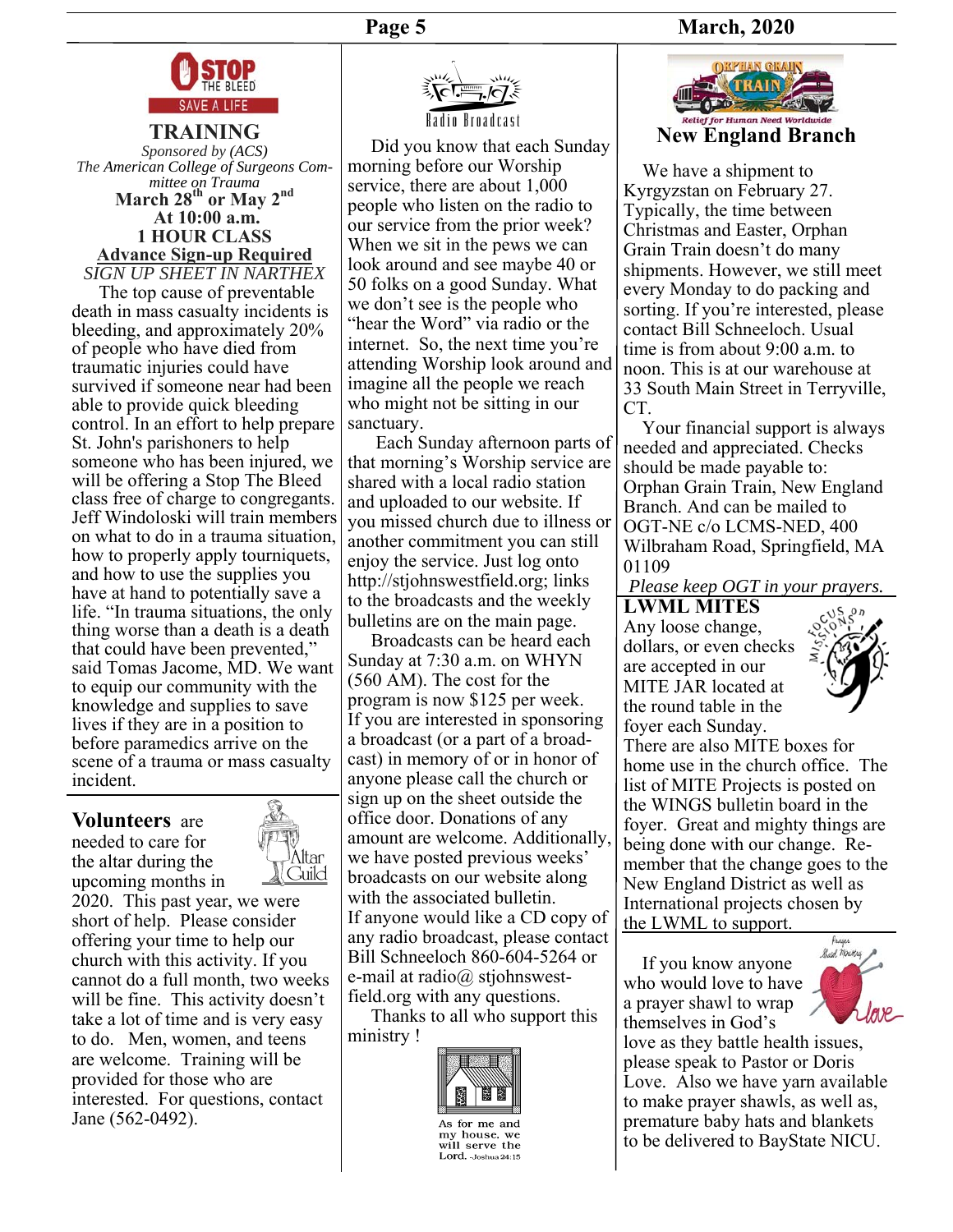## STOP THE BLEED SAVE A LIFE TRAINING

*Sponsored by (ACS)*
*The American College of Surgeons Committee on Trauma*

**March 28th or May 2nd**
**At 10:00 a.m.**
**1 HOUR CLASS**
**Advance Sign-up Required**
*SIGN UP SHEET IN NARTHEX*

The top cause of preventable death in mass casualty incidents is bleeding, and approximately 20% of people who have died from traumatic injuries could have survived if someone near had been able to provide quick bleeding control. In an effort to help prepare St. John's parishioners to help someone who has been injured, we will be offering a Stop The Bleed class free of charge to congregants. Jeff Windoloski will train members on what to do in a trauma situation, how to properly apply tourniquets, and how to use the supplies you have at hand to potentially save a life. "In trauma situations, the only thing worse than a death is a death that could have been prevented," said Tomas Jacome, MD. We want to equip our community with the knowledge and supplies to save lives if they are in a position to before paramedics arrive on the scene of a trauma or mass casualty incident.

**Volunteers** are needed to care for the altar during the upcoming months in 2020. This past year, we were short of help. Please consider offering your time to help our church with this activity. If you cannot do a full month, two weeks will be fine. This activity doesn't take a lot of time and is very easy to do. Men, women, and teens are welcome. Training will be provided for those who are interested. For questions, contact Jane (562-0492).

## Radio Broadcast

Did you know that each Sunday morning before our Worship service, there are about 1,000 people who listen on the radio to our service from the prior week? When we sit in the pews we can look around and see maybe 40 or 50 folks on a good Sunday. What we don't see is the people who "hear the Word" via radio or the internet. So, the next time you're attending Worship look around and imagine all the people we reach who might not be sitting in our sanctuary.

Each Sunday afternoon parts of that morning's Worship service are shared with a local radio station and uploaded to our website. If you missed church due to illness or another commitment you can still enjoy the service. Just log onto http://stjohnswestfield.org; links to the broadcasts and the weekly bulletins are on the main page.

Broadcasts can be heard each Sunday at 7:30 a.m. on WHYN (560 AM). The cost for the program is now $125 per week. If you are interested in sponsoring a broadcast (or a part of a broadcast) in memory of or in honor of anyone please call the church or sign up on the sheet outside the office door. Donations of any amount are welcome. Additionally, we have posted previous weeks' broadcasts on our website along with the associated bulletin.
If anyone would like a CD copy of any radio broadcast, please contact Bill Schneeloch 860-604-5264 or e-mail at radio@ stjohnswestfield.org with any questions.

Thanks to all who support this ministry !

As for me and my house, we will serve the Lord. -Joshua 24:15

## Orphan Grain Train – New England Branch

*Relief for Human Need Worldwide*

We have a shipment to Kyrgyzstan on February 27. Typically, the time between Christmas and Easter, Orphan Grain Train doesn't do many shipments. However, we still meet every Monday to do packing and sorting. If you're interested, please contact Bill Schneeloch. Usual time is from about 9:00 a.m. to noon. This is at our warehouse at 33 South Main Street in Terryville, CT.

Your financial support is always needed and appreciated. Checks should be made payable to: Orphan Grain Train, New England Branch. And can be mailed to OGT-NE c/o LCMS-NED, 400 Wilbraham Road, Springfield, MA 01109

*Please keep OGT in your prayers.*

**LWML MITES**

Any loose change, dollars, or even checks are accepted in our MITE JAR located at the round table in the foyer each Sunday. There are also MITE boxes for home use in the church office. The list of MITE Projects is posted on the WINGS bulletin board in the foyer. Great and mighty things are being done with our change. Remember that the change goes to the New England District as well as International projects chosen by the LWML to support.

If you know anyone who would love to have a prayer shawl to wrap themselves in God's love as they battle health issues, please speak to Pastor or Doris Love. Also we have yarn available to make prayer shawls, as well as, premature baby hats and blankets to be delivered to BayState NICU.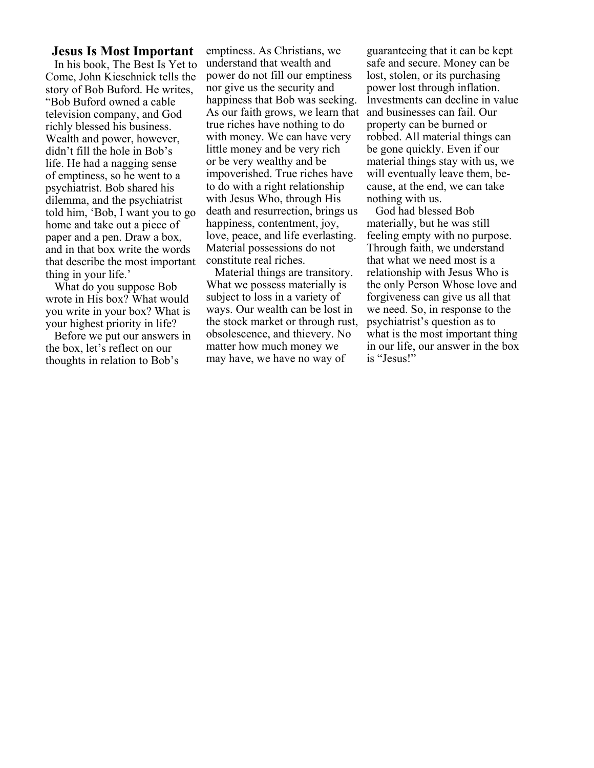## Jesus Is Most Important

In his book, The Best Is Yet to Come, John Kieschnick tells the story of Bob Buford. He writes, "Bob Buford owned a cable television company, and God richly blessed his business. Wealth and power, however, didn't fill the hole in Bob's life. He had a nagging sense of emptiness, so he went to a psychiatrist. Bob shared his dilemma, and the psychiatrist told him, 'Bob, I want you to go home and take out a piece of paper and a pen. Draw a box, and in that box write the words that describe the most important thing in your life.'

What do you suppose Bob wrote in His box? What would you write in your box? What is your highest priority in life?

Before we put our answers in the box, let's reflect on our thoughts in relation to Bob's emptiness. As Christians, we understand that wealth and power do not fill our emptiness nor give us the security and happiness that Bob was seeking. As our faith grows, we learn that true riches have nothing to do with money. We can have very little money and be very rich or be very wealthy and be impoverished. True riches have to do with a right relationship with Jesus Who, through His death and resurrection, brings us happiness, contentment, joy, love, peace, and life everlasting. Material possessions do not constitute real riches.

Material things are transitory. What we possess materially is subject to loss in a variety of ways. Our wealth can be lost in the stock market or through rust, obsolescence, and thievery. No matter how much money we may have, we have no way of guaranteeing that it can be kept safe and secure. Money can be lost, stolen, or its purchasing power lost through inflation. Investments can decline in value and businesses can fail. Our property can be burned or robbed. All material things can be gone quickly. Even if our material things stay with us, we will eventually leave them, because, at the end, we can take nothing with us.

God had blessed Bob materially, but he was still feeling empty with no purpose. Through faith, we understand that what we need most is a relationship with Jesus Who is the only Person Whose love and forgiveness can give us all that we need. So, in response to the psychiatrist's question as to what is the most important thing in our life, our answer in the box is "Jesus!"